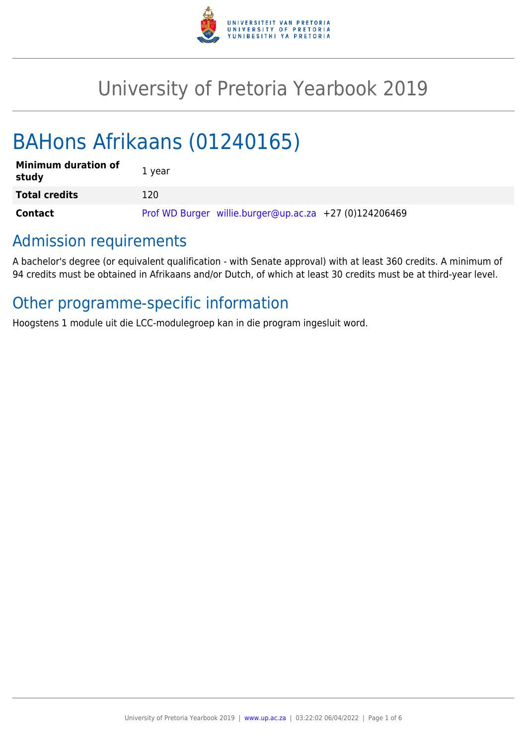# University of Pretoria Yearbook 2019

# BAHons Afrikaans (01240165)

| | |
|---|---|
| **Minimum duration of study** | 1 year |
| **Total credits** | 120 |
| **Contact** | Prof WD Burger willie.burger@up.ac.za +27 (0)124206469 |

## Admission requirements

A bachelor's degree (or equivalent qualification - with Senate approval) with at least 360 credits. A minimum of 94 credits must be obtained in Afrikaans and/or Dutch, of which at least 30 credits must be at third-year level.

## Other programme-specific information

Hoogstens 1 module uit die LCC-modulegroep kan in die program ingesluit word.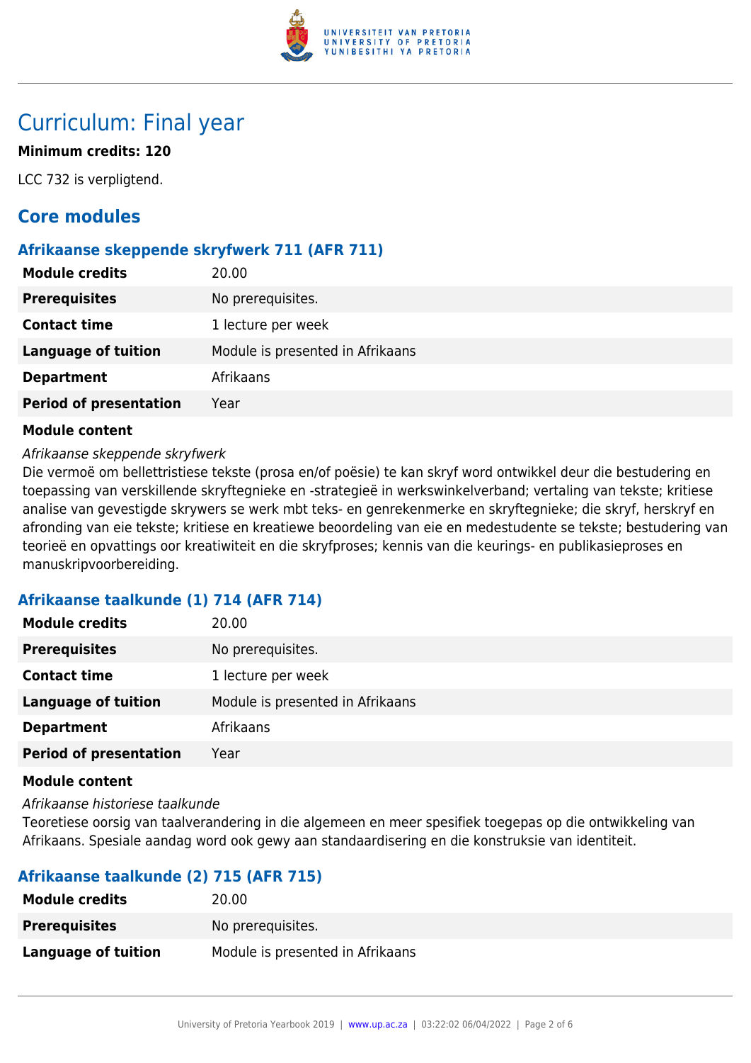# Curriculum: Final year

**Minimum credits: 120**

LCC 732 is verpligtend.

## Core modules

### Afrikaanse skeppende skryfwerk 711 (AFR 711)

| | |
|---|---|
| **Module credits** | 20.00 |
| **Prerequisites** | No prerequisites. |
| **Contact time** | 1 lecture per week |
| **Language of tuition** | Module is presented in Afrikaans |
| **Department** | Afrikaans |
| **Period of presentation** | Year |

**Module content**

*Afrikaanse skeppende skryfwerk*

Die vermoë om bellettristiese tekste (prosa en/of poësie) te kan skryf word ontwikkel deur die bestudering en toepassing van verskillende skryftegnieke en -strategieë in werkswinkelverband; vertaling van tekste; kritiese analise van gevestigde skrywers se werk mbt teks- en genrekenmerke en skryftegnieke; die skryf, herskryf en afronding van eie tekste; kritiese en kreatiewe beoordeling van eie en medestudente se tekste; bestudering van teorieë en opvattings oor kreatiwiteit en die skryfproses; kennis van die keurings- en publikasieproses en manuskripvoorbereiding.

### Afrikaanse taalkunde (1) 714 (AFR 714)

| | |
|---|---|
| **Module credits** | 20.00 |
| **Prerequisites** | No prerequisites. |
| **Contact time** | 1 lecture per week |
| **Language of tuition** | Module is presented in Afrikaans |
| **Department** | Afrikaans |
| **Period of presentation** | Year |

**Module content**

*Afrikaanse historiese taalkunde*

Teoretiese oorsig van taalverandering in die algemeen en meer spesifiek toegepas op die ontwikkeling van Afrikaans. Spesiale aandag word ook gewy aan standaardisering en die konstruksie van identiteit.

### Afrikaanse taalkunde (2) 715 (AFR 715)

| | |
|---|---|
| **Module credits** | 20.00 |
| **Prerequisites** | No prerequisites. |
| **Language of tuition** | Module is presented in Afrikaans |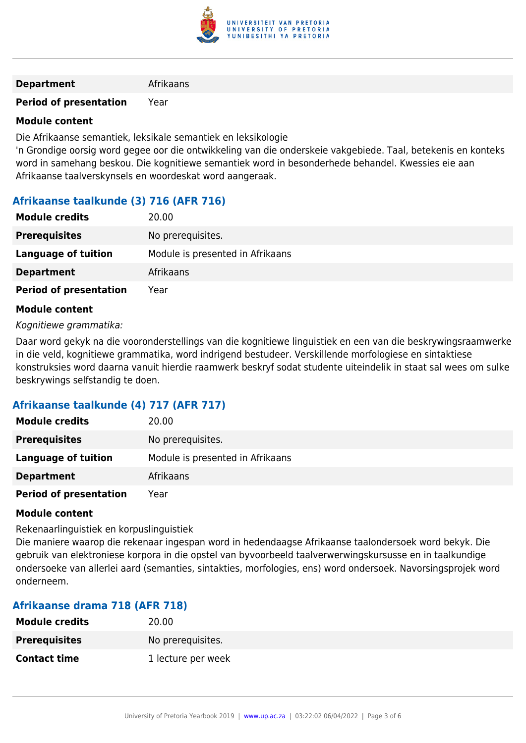| | |
|---|---|
| **Department** | Afrikaans |
| **Period of presentation** | Year |

**Module content**

Die Afrikaanse semantiek, leksikale semantiek en leksikologie
'n Grondige oorsig word gegee oor die ontwikkeling van die onderskeie vakgebiede. Taal, betekenis en konteks word in samehang beskou. Die kognitiewe semantiek word in besonderhede behandel. Kwessies eie aan Afrikaanse taalverskynsels en woordeskat word aangeraak.

### Afrikaanse taalkunde (3) 716 (AFR 716)

| | |
|---|---|
| **Module credits** | 20.00 |
| **Prerequisites** | No prerequisites. |
| **Language of tuition** | Module is presented in Afrikaans |
| **Department** | Afrikaans |
| **Period of presentation** | Year |

**Module content**

*Kognitiewe grammatika:*

Daar word gekyk na die vooronderstellings van die kognitiewe linguistiek en een van die beskrywingsraamwerke in die veld, kognitiewe grammatika, word indrigend bestudeer. Verskillende morfologiese en sintaktiese konstruksies word daarna vanuit hierdie raamwerk beskryf sodat studente uiteindelik in staat sal wees om sulke beskrywings selfstandig te doen.

### Afrikaanse taalkunde (4) 717 (AFR 717)

| | |
|---|---|
| **Module credits** | 20.00 |
| **Prerequisites** | No prerequisites. |
| **Language of tuition** | Module is presented in Afrikaans |
| **Department** | Afrikaans |
| **Period of presentation** | Year |

**Module content**

Rekenaarlinguistiek en korpuslinguistiek
Die maniere waarop die rekenaar ingespan word in hedendaagse Afrikaanse taalondersoek word bekyk. Die gebruik van elektroniese korpora in die opstel van byvoorbeeld taalverwerwingskursusse en in taalkundige ondersoeke van allerlei aard (semanties, sintakties, morfologies, ens) word ondersoek. Navorsingsprojek word onderneem.

### Afrikaanse drama 718 (AFR 718)

| | |
|---|---|
| **Module credits** | 20.00 |
| **Prerequisites** | No prerequisites. |
| **Contact time** | 1 lecture per week |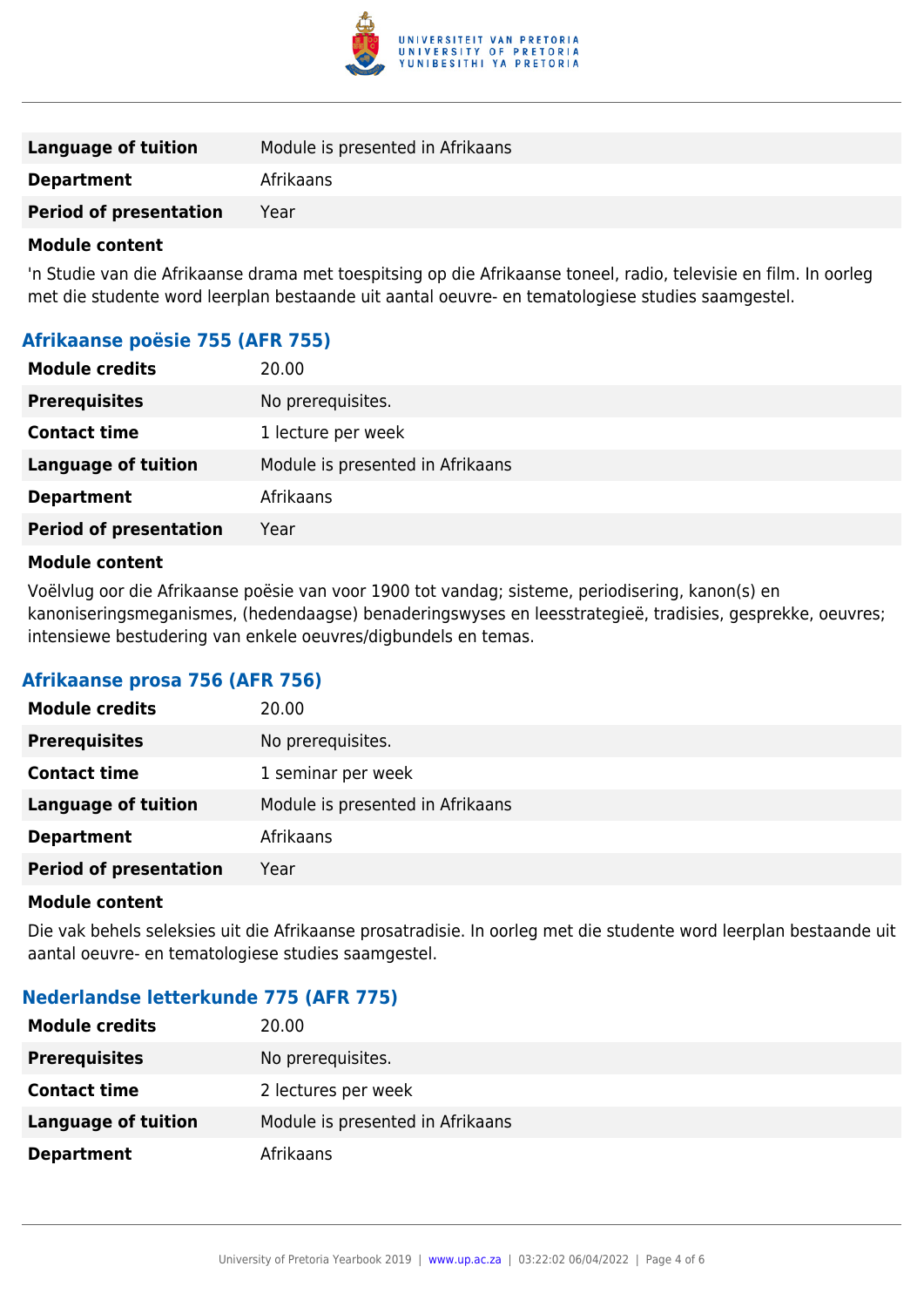| | |
|---|---|
| **Language of tuition** | Module is presented in Afrikaans |
| **Department** | Afrikaans |
| **Period of presentation** | Year |

**Module content**

'n Studie van die Afrikaanse drama met toespitsing op die Afrikaanse toneel, radio, televisie en film. In oorleg met die studente word leerplan bestaande uit aantal oeuvre- en tematologiese studies saamgestel.

### Afrikaanse poësie 755 (AFR 755)

| | |
|---|---|
| **Module credits** | 20.00 |
| **Prerequisites** | No prerequisites. |
| **Contact time** | 1 lecture per week |
| **Language of tuition** | Module is presented in Afrikaans |
| **Department** | Afrikaans |
| **Period of presentation** | Year |

**Module content**

Voëlvlug oor die Afrikaanse poësie van voor 1900 tot vandag; sisteme, periodisering, kanon(s) en kanoniseringsmeganismes, (hedendaagse) benaderingswyses en leesstrategieë, tradisies, gesprekke, oeuvres; intensiewe bestudering van enkele oeuvres/digbundels en temas.

### Afrikaanse prosa 756 (AFR 756)

| | |
|---|---|
| **Module credits** | 20.00 |
| **Prerequisites** | No prerequisites. |
| **Contact time** | 1 seminar per week |
| **Language of tuition** | Module is presented in Afrikaans |
| **Department** | Afrikaans |
| **Period of presentation** | Year |

**Module content**

Die vak behels seleksies uit die Afrikaanse prosatradisie. In oorleg met die studente word leerplan bestaande uit aantal oeuvre- en tematologiese studies saamgestel.

### Nederlandse letterkunde 775 (AFR 775)

| | |
|---|---|
| **Module credits** | 20.00 |
| **Prerequisites** | No prerequisites. |
| **Contact time** | 2 lectures per week |
| **Language of tuition** | Module is presented in Afrikaans |
| **Department** | Afrikaans |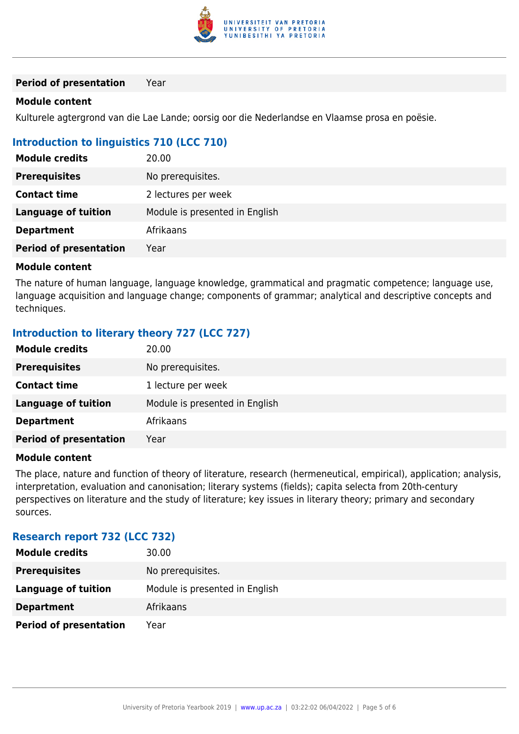| | |
|---|---|
| **Period of presentation** | Year |

**Module content**

Kulturele agtergrond van die Lae Lande; oorsig oor die Nederlandse en Vlaamse prosa en poësie.

### Introduction to linguistics 710 (LCC 710)

| | |
|---|---|
| **Module credits** | 20.00 |
| **Prerequisites** | No prerequisites. |
| **Contact time** | 2 lectures per week |
| **Language of tuition** | Module is presented in English |
| **Department** | Afrikaans |
| **Period of presentation** | Year |

**Module content**

The nature of human language, language knowledge, grammatical and pragmatic competence; language use, language acquisition and language change; components of grammar; analytical and descriptive concepts and techniques.

### Introduction to literary theory 727 (LCC 727)

| | |
|---|---|
| **Module credits** | 20.00 |
| **Prerequisites** | No prerequisites. |
| **Contact time** | 1 lecture per week |
| **Language of tuition** | Module is presented in English |
| **Department** | Afrikaans |
| **Period of presentation** | Year |

**Module content**

The place, nature and function of theory of literature, research (hermeneutical, empirical), application; analysis, interpretation, evaluation and canonisation; literary systems (fields); capita selecta from 20th-century perspectives on literature and the study of literature; key issues in literary theory; primary and secondary sources.

### Research report 732 (LCC 732)

| | |
|---|---|
| **Module credits** | 30.00 |
| **Prerequisites** | No prerequisites. |
| **Language of tuition** | Module is presented in English |
| **Department** | Afrikaans |
| **Period of presentation** | Year |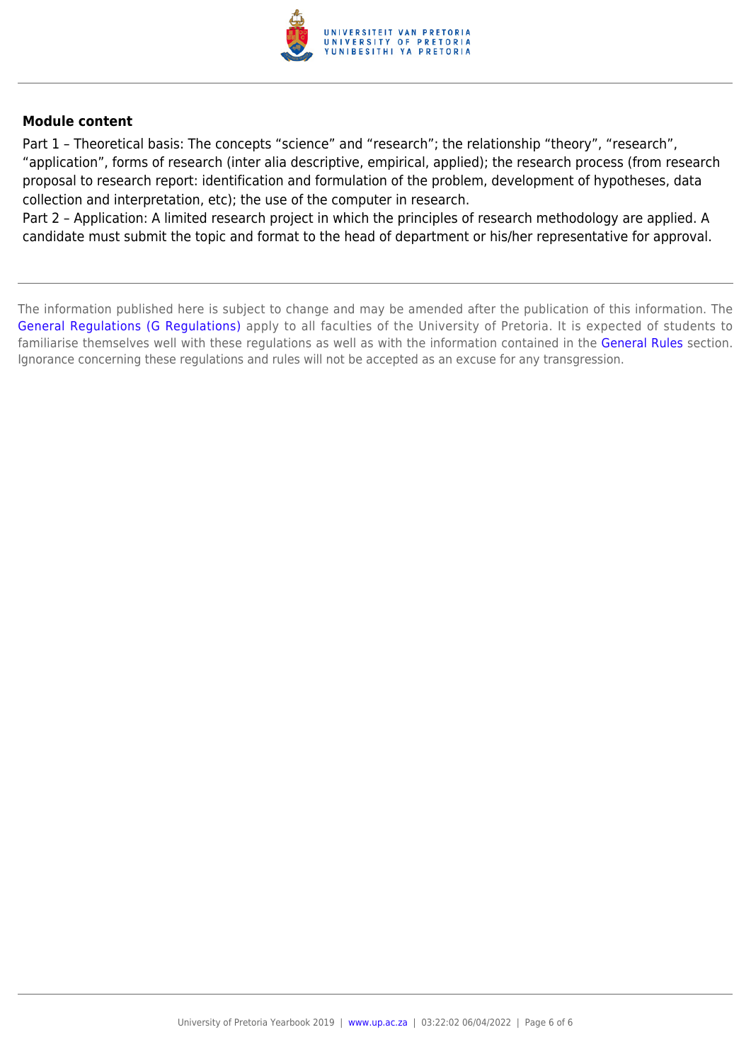**Module content**

Part 1 – Theoretical basis: The concepts "science" and "research"; the relationship "theory", "research", "application", forms of research (inter alia descriptive, empirical, applied); the research process (from research proposal to research report: identification and formulation of the problem, development of hypotheses, data collection and interpretation, etc); the use of the computer in research.

Part 2 – Application: A limited research project in which the principles of research methodology are applied. A candidate must submit the topic and format to the head of department or his/her representative for approval.

---

The information published here is subject to change and may be amended after the publication of this information. The General Regulations (G Regulations) apply to all faculties of the University of Pretoria. It is expected of students to familiarise themselves well with these regulations as well as with the information contained in the General Rules section. Ignorance concerning these regulations and rules will not be accepted as an excuse for any transgression.